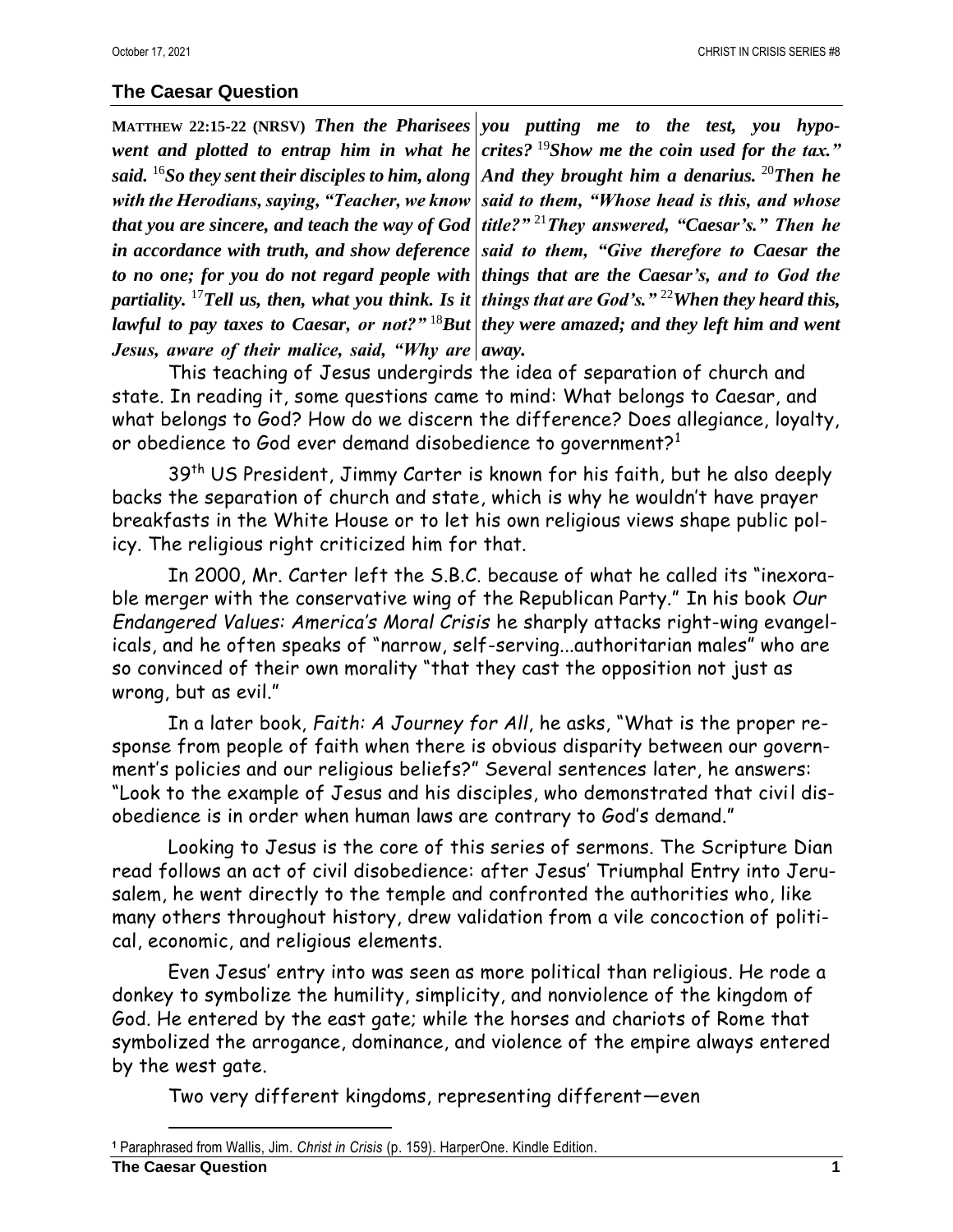## The Caesar Question

**MATTHEW 22:15-22 (NRSV)** ***Then the Pharisees went and plotted to entrap him in what he said.*** [16]***So they sent their disciples to him, along with the Herodians, saying, "Teacher, we know that you are sincere, and teach the way of God in accordance with truth, and show deference to no one; for you do not regard people with partiality.*** [17]***Tell us, then, what you think. Is it lawful to pay taxes to Caesar, or not?"*** [18]***But Jesus, aware of their malice, said, "Why are you putting me to the test, you hypocrites?*** [19]***Show me the coin used for the tax." And they brought him a denarius.*** [20]***Then he said to them, "Whose head is this, and whose title?"*** [21]***They answered, "Caesar's." Then he said to them, "Give therefore to Caesar the things that are the Caesar's, and to God the things that are God's."*** [22]***When they heard this, they were amazed; and they left him and went away.***

This teaching of Jesus undergirds the idea of separation of church and state. In reading it, some questions came to mind: What belongs to Caesar, and what belongs to God? How do we discern the difference? Does allegiance, loyalty, or obedience to God ever demand disobedience to government?[1]

39th US President, Jimmy Carter is known for his faith, but he also deeply backs the separation of church and state, which is why he wouldn't have prayer breakfasts in the White House or to let his own religious views shape public policy. The religious right criticized him for that.

In 2000, Mr. Carter left the S.B.C. because of what he called its "inexorable merger with the conservative wing of the Republican Party." In his book *Our Endangered Values: America's Moral Crisis* he sharply attacks right-wing evangelicals, and he often speaks of "narrow, self-serving...authoritarian males" who are so convinced of their own morality "that they cast the opposition not just as wrong, but as evil."

In a later book, *Faith: A Journey for All*, he asks, "What is the proper response from people of faith when there is obvious disparity between our government's policies and our religious beliefs?" Several sentences later, he answers: "Look to the example of Jesus and his disciples, who demonstrated that civil disobedience is in order when human laws are contrary to God's demand."

Looking to Jesus is the core of this series of sermons. The Scripture Dian read follows an act of civil disobedience: after Jesus' Triumphal Entry into Jerusalem, he went directly to the temple and confronted the authorities who, like many others throughout history, drew validation from a vile concoction of political, economic, and religious elements.

Even Jesus' entry into was seen as more political than religious. He rode a donkey to symbolize the humility, simplicity, and nonviolence of the kingdom of God. He entered by the east gate; while the horses and chariots of Rome that symbolized the arrogance, dominance, and violence of the empire always entered by the west gate.

Two very different kingdoms, representing different—even

---

[1] Paraphrased from Wallis, Jim. *Christ in Crisis* (p. 159). HarperOne. Kindle Edition.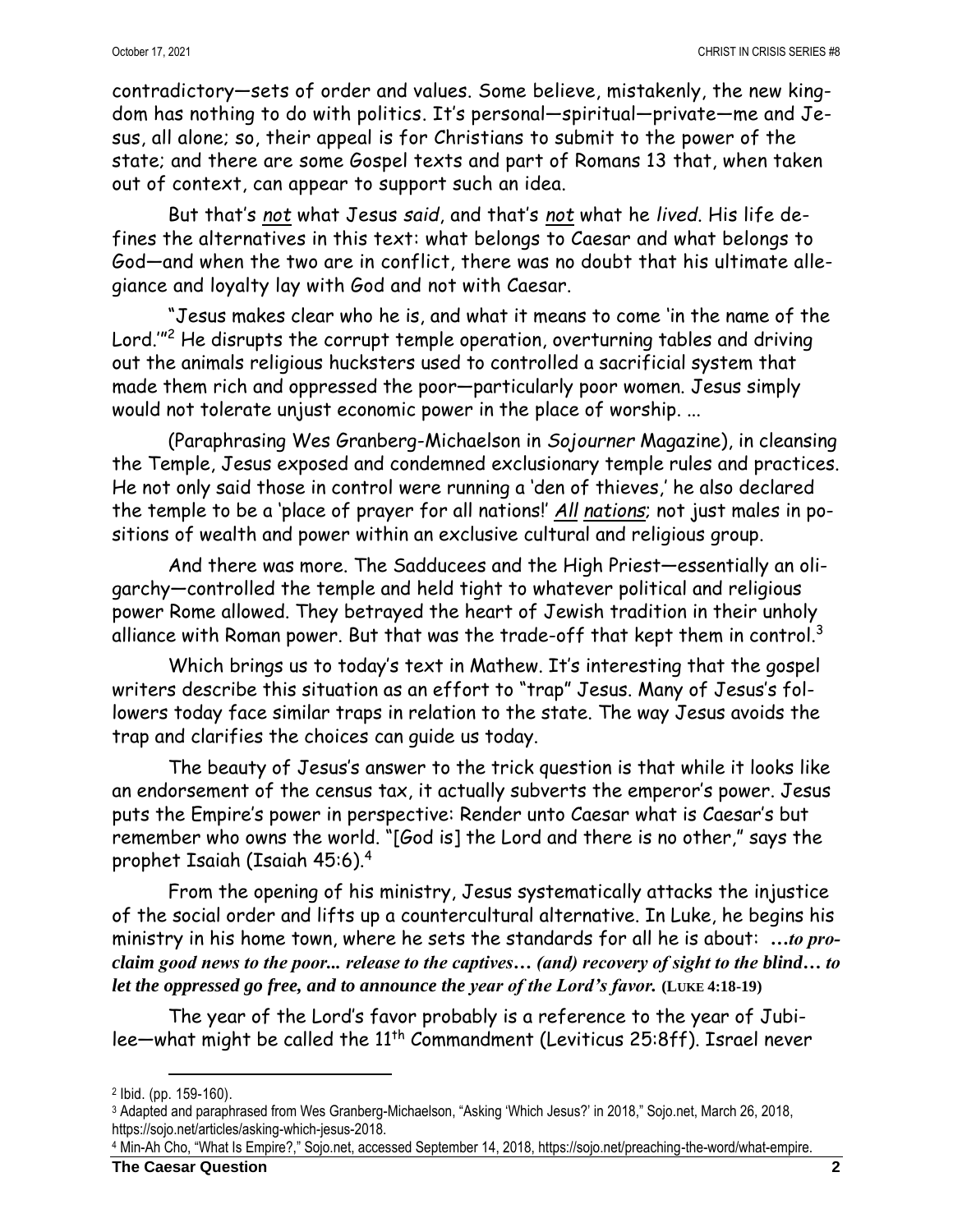contradictory—sets of order and values. Some believe, mistakenly, the new kingdom has nothing to do with politics. It's personal—spiritual—private—me and Jesus, all alone; so, their appeal is for Christians to submit to the power of the state; and there are some Gospel texts and part of Romans 13 that, when taken out of context, can appear to support such an idea.

But that's _not_ what Jesus *said*, and that's _not_ what he *lived*. His life defines the alternatives in this text: what belongs to Caesar and what belongs to God—and when the two are in conflict, there was no doubt that his ultimate allegiance and loyalty lay with God and not with Caesar.

"Jesus makes clear who he is, and what it means to come 'in the name of the Lord.'"[2] He disrupts the corrupt temple operation, overturning tables and driving out the animals religious hucksters used to controlled a sacrificial system that made them rich and oppressed the poor—particularly poor women. Jesus simply would not tolerate unjust economic power in the place of worship. ...

(Paraphrasing Wes Granberg-Michaelson in *Sojourner* Magazine), in cleansing the Temple, Jesus exposed and condemned exclusionary temple rules and practices. He not only said those in control were running a 'den of thieves,' he also declared the temple to be a 'place of prayer for all nations!' _All_ _nations;_ not just males in positions of wealth and power within an exclusive cultural and religious group.

And there was more. The Sadducees and the High Priest—essentially an oligarchy—controlled the temple and held tight to whatever political and religious power Rome allowed. They betrayed the heart of Jewish tradition in their unholy alliance with Roman power. But that was the trade-off that kept them in control.[3]

Which brings us to today's text in Mathew. It's interesting that the gospel writers describe this situation as an effort to "trap" Jesus. Many of Jesus's followers today face similar traps in relation to the state. The way Jesus avoids the trap and clarifies the choices can guide us today.

The beauty of Jesus's answer to the trick question is that while it looks like an endorsement of the census tax, it actually subverts the emperor's power. Jesus puts the Empire's power in perspective: Render unto Caesar what is Caesar's but remember who owns the world. "[God is] the Lord and there is no other," says the prophet Isaiah (Isaiah 45:6).[4]

From the opening of his ministry, Jesus systematically attacks the injustice of the social order and lifts up a countercultural alternative. In Luke, he begins his ministry in his home town, where he sets the standards for all he is about: ***…to proclaim good news to the poor... release to the captives… (and) recovery of sight to the blind… to let the oppressed go free, and to announce the year of the Lord's favor.*** **(LUKE 4:18-19)**

The year of the Lord's favor probably is a reference to the year of Jubilee—what might be called the 11th Commandment (Leviticus 25:8ff). Israel never

---

[2] Ibid. (pp. 159-160).

[3] Adapted and paraphrased from Wes Granberg-Michaelson, "Asking 'Which Jesus?' in 2018," Sojo.net, March 26, 2018, https://sojo.net/articles/asking-which-jesus-2018.

[4] Min-Ah Cho, "What Is Empire?," Sojo.net, accessed September 14, 2018, https://sojo.net/preaching-the-word/what-empire.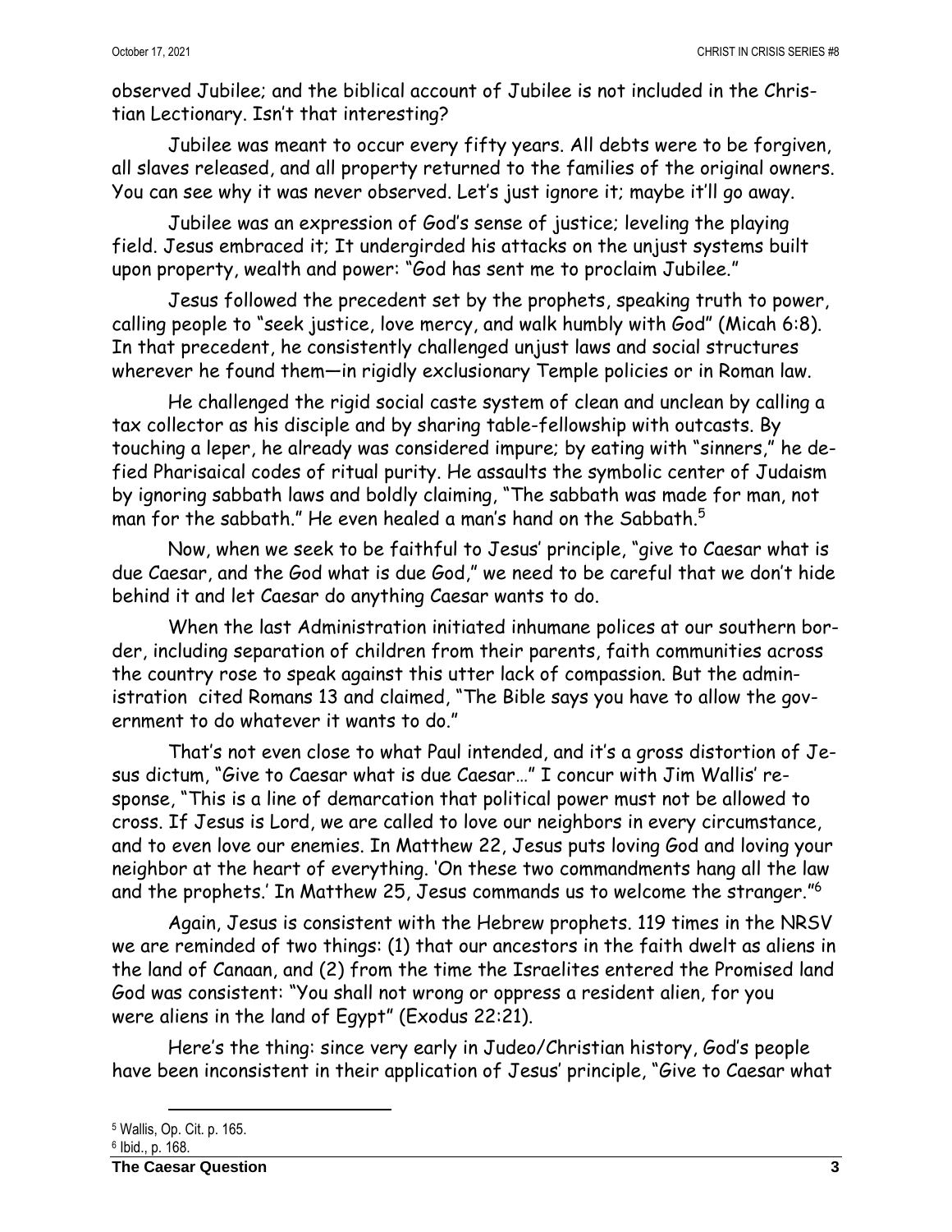observed Jubilee; and the biblical account of Jubilee is not included in the Christian Lectionary. Isn't that interesting?

Jubilee was meant to occur every fifty years. All debts were to be forgiven, all slaves released, and all property returned to the families of the original owners. You can see why it was never observed. Let's just ignore it; maybe it'll go away.

Jubilee was an expression of God's sense of justice; leveling the playing field. Jesus embraced it; It undergirded his attacks on the unjust systems built upon property, wealth and power: "God has sent me to proclaim Jubilee."

Jesus followed the precedent set by the prophets, speaking truth to power, calling people to "seek justice, love mercy, and walk humbly with God" (Micah 6:8). In that precedent, he consistently challenged unjust laws and social structures wherever he found them—in rigidly exclusionary Temple policies or in Roman law.

He challenged the rigid social caste system of clean and unclean by calling a tax collector as his disciple and by sharing table-fellowship with outcasts. By touching a leper, he already was considered impure; by eating with "sinners," he defied Pharisaical codes of ritual purity. He assaults the symbolic center of Judaism by ignoring sabbath laws and boldly claiming, "The sabbath was made for man, not man for the sabbath." He even healed a man's hand on the Sabbath.[5]

Now, when we seek to be faithful to Jesus' principle, "give to Caesar what is due Caesar, and the God what is due God," we need to be careful that we don't hide behind it and let Caesar do anything Caesar wants to do.

When the last Administration initiated inhumane polices at our southern border, including separation of children from their parents, faith communities across the country rose to speak against this utter lack of compassion. But the administration cited Romans 13 and claimed, "The Bible says you have to allow the government to do whatever it wants to do."

That's not even close to what Paul intended, and it's a gross distortion of Jesus dictum, "Give to Caesar what is due Caesar…" I concur with Jim Wallis' response, "This is a line of demarcation that political power must not be allowed to cross. If Jesus is Lord, we are called to love our neighbors in every circumstance, and to even love our enemies. In Matthew 22, Jesus puts loving God and loving your neighbor at the heart of everything. 'On these two commandments hang all the law and the prophets.' In Matthew 25, Jesus commands us to welcome the stranger."[6]

Again, Jesus is consistent with the Hebrew prophets. 119 times in the NRSV we are reminded of two things: (1) that our ancestors in the faith dwelt as aliens in the land of Canaan, and (2) from the time the Israelites entered the Promised land God was consistent: "You shall not wrong or oppress a resident alien, for you were aliens in the land of Egypt" (Exodus 22:21).

Here's the thing: since very early in Judeo/Christian history, God's people have been inconsistent in their application of Jesus' principle, "Give to Caesar what

---

[5] Wallis, Op. Cit. p. 165.

[6] Ibid., p. 168.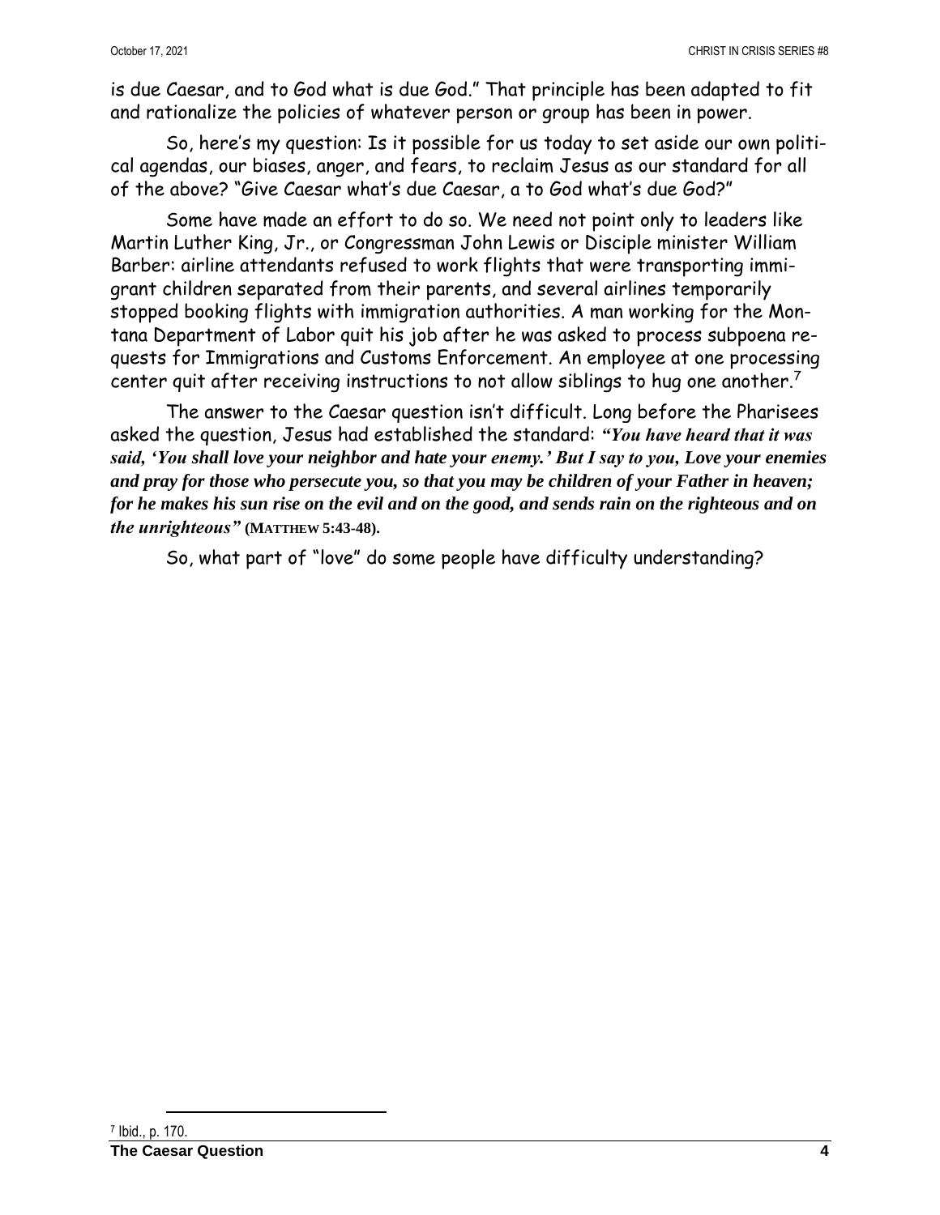is due Caesar, and to God what is due God." That principle has been adapted to fit and rationalize the policies of whatever person or group has been in power.

So, here's my question: Is it possible for us today to set aside our own political agendas, our biases, anger, and fears, to reclaim Jesus as our standard for all of the above? "Give Caesar what's due Caesar, a to God what's due God?"

Some have made an effort to do so. We need not point only to leaders like Martin Luther King, Jr., or Congressman John Lewis or Disciple minister William Barber: airline attendants refused to work flights that were transporting immigrant children separated from their parents, and several airlines temporarily stopped booking flights with immigration authorities. A man working for the Montana Department of Labor quit his job after he was asked to process subpoena requests for Immigrations and Customs Enforcement. An employee at one processing center quit after receiving instructions to not allow siblings to hug one another.[7]

The answer to the Caesar question isn't difficult. Long before the Pharisees asked the question, Jesus had established the standard: ***"You have heard that it was said, 'You shall love your neighbor and hate your enemy.' But I say to you, Love your enemies and pray for those who persecute you, so that you may be children of your Father in heaven; for he makes his sun rise on the evil and on the good, and sends rain on the righteous and on the unrighteous"*** **(MATTHEW 5:43-48).**

So, what part of "love" do some people have difficulty understanding?

[7] Ibid., p. 170.